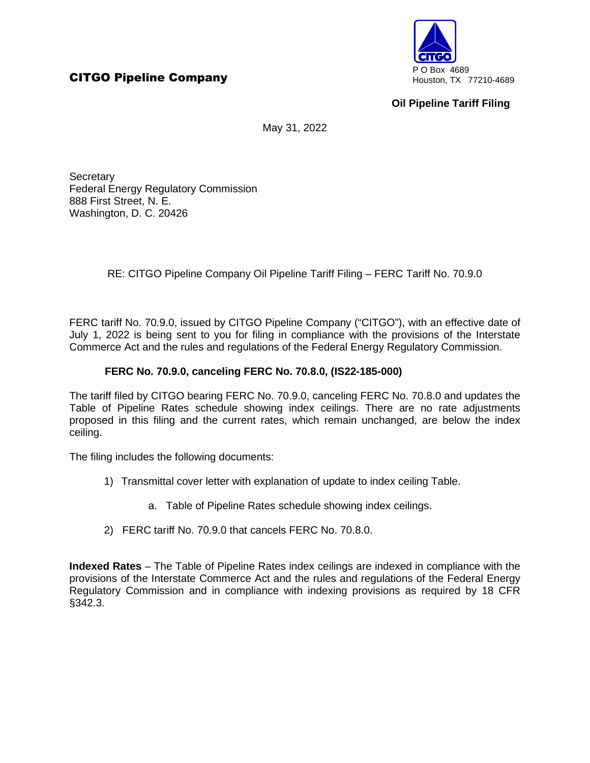**CITGO Pipeline Company**

P O Box 4689
Houston, TX 77210-4689

**Oil Pipeline Tariff Filing**

May 31, 2022

Secretary
Federal Energy Regulatory Commission
888 First Street, N. E.
Washington, D. C. 20426

RE: CITGO Pipeline Company Oil Pipeline Tariff Filing – FERC Tariff No. 70.9.0

FERC tariff No. 70.9.0, issued by CITGO Pipeline Company ("CITGO"), with an effective date of July 1, 2022 is being sent to you for filing in compliance with the provisions of the Interstate Commerce Act and the rules and regulations of the Federal Energy Regulatory Commission.

**FERC No. 70.9.0, canceling FERC No. 70.8.0, (IS22-185-000)**

The tariff filed by CITGO bearing FERC No. 70.9.0, canceling FERC No. 70.8.0 and updates the Table of Pipeline Rates schedule showing index ceilings. There are no rate adjustments proposed in this filing and the current rates, which remain unchanged, are below the index ceiling.

The filing includes the following documents:

1) Transmittal cover letter with explanation of update to index ceiling Table.

    a. Table of Pipeline Rates schedule showing index ceilings.

2) FERC tariff No. 70.9.0 that cancels FERC No. 70.8.0.

**Indexed Rates** – The Table of Pipeline Rates index ceilings are indexed in compliance with the provisions of the Interstate Commerce Act and the rules and regulations of the Federal Energy Regulatory Commission and in compliance with indexing provisions as required by 18 CFR §342.3.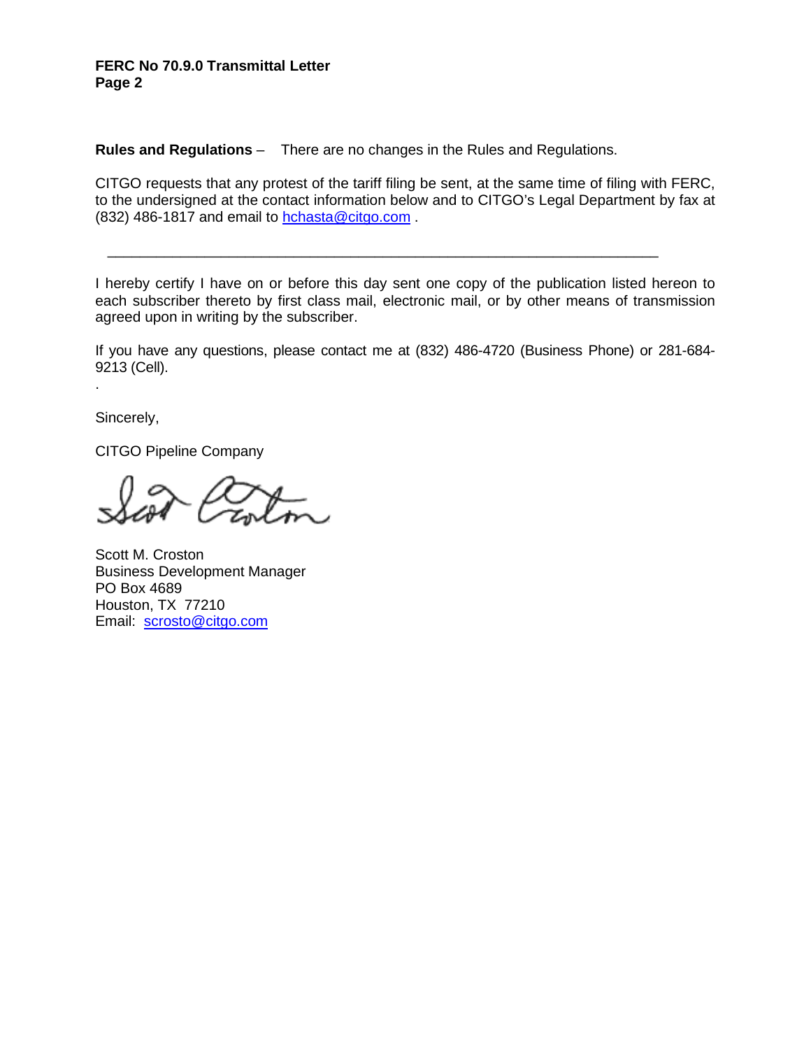**Rules and Regulations** – There are no changes in the Rules and Regulations.

CITGO requests that any protest of the tariff filing be sent, at the same time of filing with FERC, to the undersigned at the contact information below and to CITGO's Legal Department by fax at (832) 486-1817 and email to hchasta@citgo.com .

---

I hereby certify I have on or before this day sent one copy of the publication listed hereon to each subscriber thereto by first class mail, electronic mail, or by other means of transmission agreed upon in writing by the subscriber.

If you have any questions, please contact me at (832) 486-4720 (Business Phone) or 281-684-9213 (Cell).

.

Sincerely,

CITGO Pipeline Company

Scott M. Croston
Business Development Manager
PO Box 4689
Houston, TX 77210
Email: scrosto@citgo.com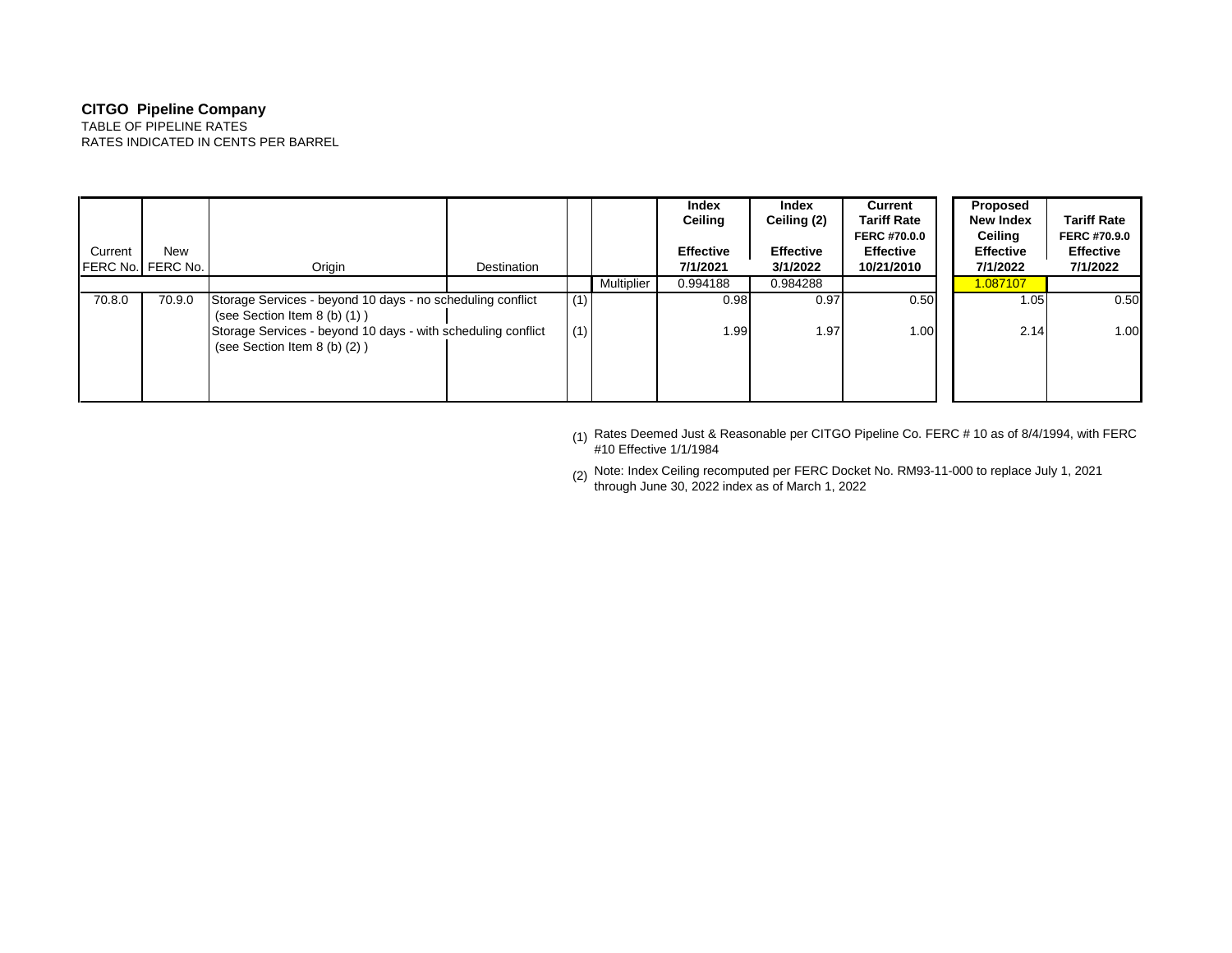**CITGO Pipeline Company**
TABLE OF PIPELINE RATES
RATES INDICATED IN CENTS PER BARREL

| Current FERC No. | New FERC No. | Origin | Destination | | | Index Ceiling Effective 7/1/2021 | Index Ceiling (2) Effective 3/1/2022 | Current Tariff Rate FERC #70.0.0 Effective 10/21/2010 | Proposed New Index Ceiling Effective 7/1/2022 | Tariff Rate FERC #70.9.0 Effective 7/1/2022 |
|---|---|---|---|---|---|---|---|---|---|---|
| | | | | | Multiplier | 0.994188 | 0.984288 | | 1.087107 | |
| 70.8.0 | 70.9.0 | Storage Services - beyond 10 days - no scheduling conflict (see Section Item 8 (b) (1) ) | | (1) | | 0.98 | 0.97 | 0.50 | 1.05 | 0.50 |
| | | Storage Services - beyond 10 days - with scheduling conflict (see Section Item 8 (b) (2) ) | | (1) | | 1.99 | 1.97 | 1.00 | 2.14 | 1.00 |

(1) Rates Deemed Just & Reasonable per CITGO Pipeline Co. FERC # 10 as of 8/4/1994, with FERC #10 Effective 1/1/1984

(2) Note: Index Ceiling recomputed per FERC Docket No. RM93-11-000 to replace July 1, 2021 through June 30, 2022 index as of March 1, 2022